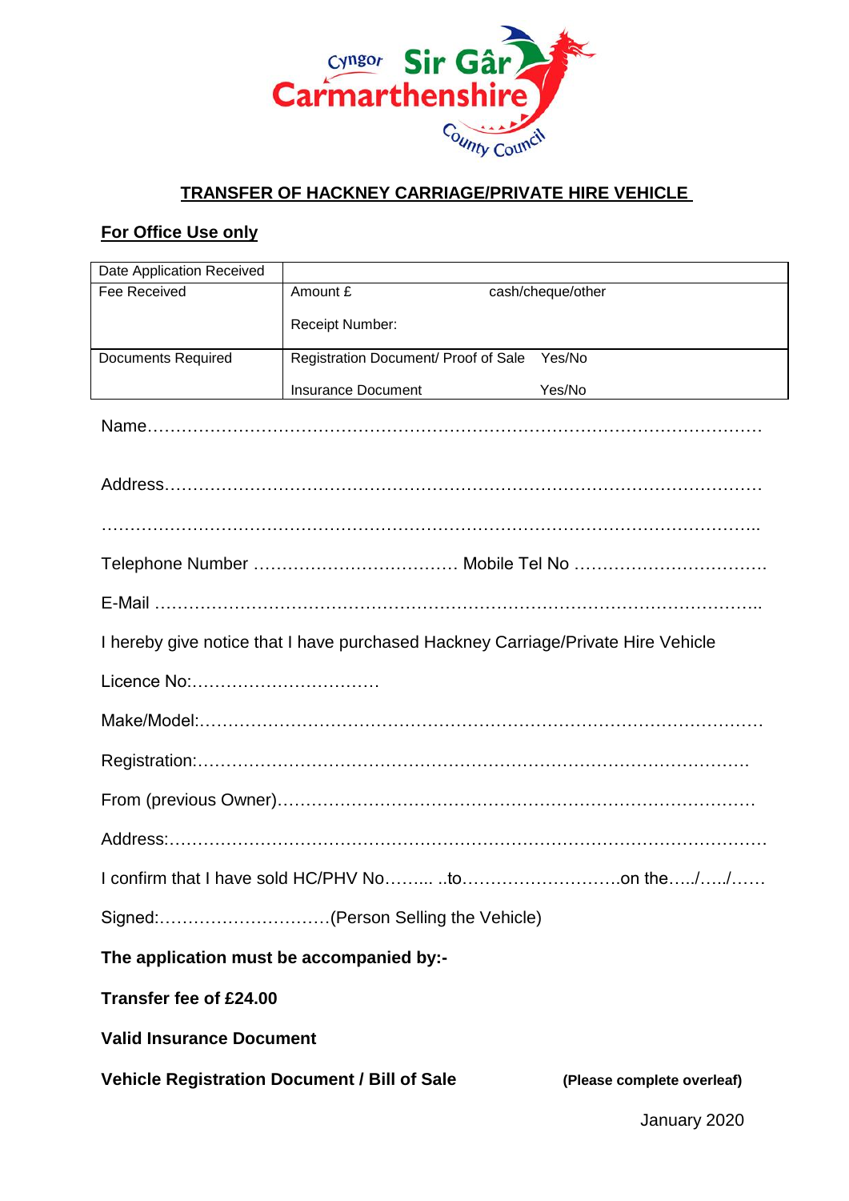Cyngor Sir Gâr
Carmarthenshire
County Council

## TRANSFER OF HACKNEY CARRIAGE/PRIVATE HIRE VEHICLE

**For Office Use only**

| Date Application Received | |
|---|---|
| Fee Received | Amount £ cash/cheque/other<br><br>Receipt Number: |
| Documents Required | Registration Document/ Proof of Sale Yes/No<br><br>Insurance Document Yes/No |

Name…………………………………………………………………………………………

Address………………………………………………………………………………………

…………………………………………………………………………………………………..

Telephone Number ……………………………… Mobile Tel No …………………………….

E-Mail …………………………………………………………………………………………..

I hereby give notice that I have purchased Hackney Carriage/Private Hire Vehicle

Licence No:……………………………

Make/Model:…………………………………………………………………………………

Registration:…………………………………………………………………………………

From (previous Owner)……………………………………………………………………

Address:………………………………………………………………………………………

I confirm that I have sold HC/PHV No……... ..to……………………….on the…../…../……

Signed:…………………………(Person Selling the Vehicle)

**The application must be accompanied by:-**

**Transfer fee of £24.00**

**Valid Insurance Document**

**Vehicle Registration Document / Bill of Sale** **(Please complete overleaf)**

January 2020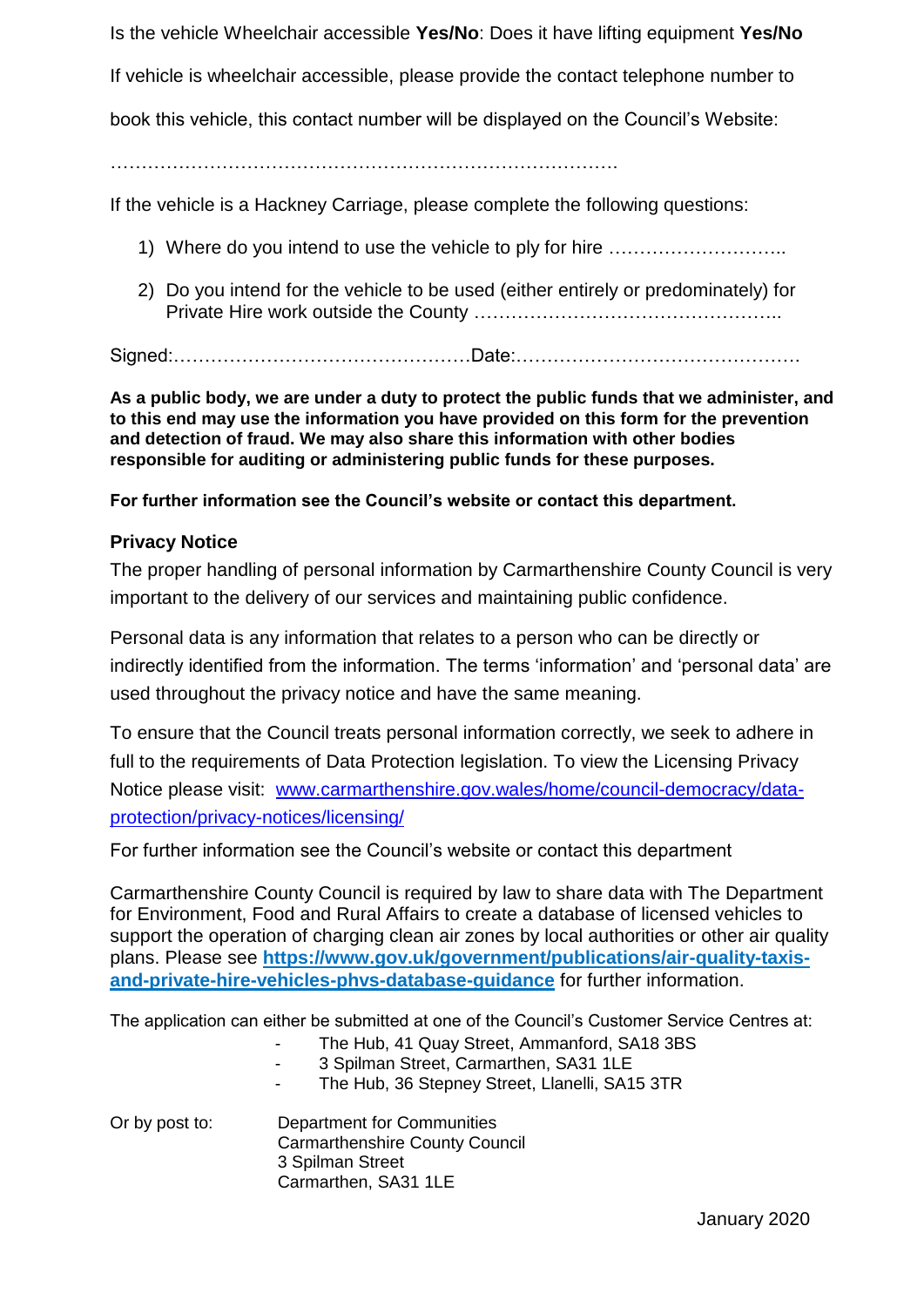Is the vehicle Wheelchair accessible **Yes/No**: Does it have lifting equipment **Yes/No**

If vehicle is wheelchair accessible, please provide the contact telephone number to book this vehicle, this contact number will be displayed on the Council's Website:

…………………………………………………………………………

If the vehicle is a Hackney Carriage, please complete the following questions:

1) Where do you intend to use the vehicle to ply for hire ………………………..
2) Do you intend for the vehicle to be used (either entirely or predominately) for Private Hire work outside the County …………………………………………..

Signed:…………………………………………Date:………………………………………

**As a public body, we are under a duty to protect the public funds that we administer, and to this end may use the information you have provided on this form for the prevention and detection of fraud. We may also share this information with other bodies responsible for auditing or administering public funds for these purposes.**

**For further information see the Council's website or contact this department.**

**Privacy Notice**

The proper handling of personal information by Carmarthenshire County Council is very important to the delivery of our services and maintaining public confidence.

Personal data is any information that relates to a person who can be directly or indirectly identified from the information. The terms 'information' and 'personal data' are used throughout the privacy notice and have the same meaning.

To ensure that the Council treats personal information correctly, we seek to adhere in full to the requirements of Data Protection legislation. To view the Licensing Privacy Notice please visit: [www.carmarthenshire.gov.wales/home/council-democracy/data-protection/privacy-notices/licensing/](www.carmarthenshire.gov.wales/home/council-democracy/data-protection/privacy-notices/licensing/)

For further information see the Council's website or contact this department

Carmarthenshire County Council is required by law to share data with The Department for Environment, Food and Rural Affairs to create a database of licensed vehicles to support the operation of charging clean air zones by local authorities or other air quality plans. Please see **[https://www.gov.uk/government/publications/air-quality-taxis-and-private-hire-vehicles-phvs-database-guidance](https://www.gov.uk/government/publications/air-quality-taxis-and-private-hire-vehicles-phvs-database-guidance)** for further information.

The application can either be submitted at one of the Council's Customer Service Centres at:

- The Hub, 41 Quay Street, Ammanford, SA18 3BS
- 3 Spilman Street, Carmarthen, SA31 1LE
- The Hub, 36 Stepney Street, Llanelli, SA15 3TR

Or by post to:

Department for Communities
Carmarthenshire County Council
3 Spilman Street
Carmarthen, SA31 1LE

January 2020